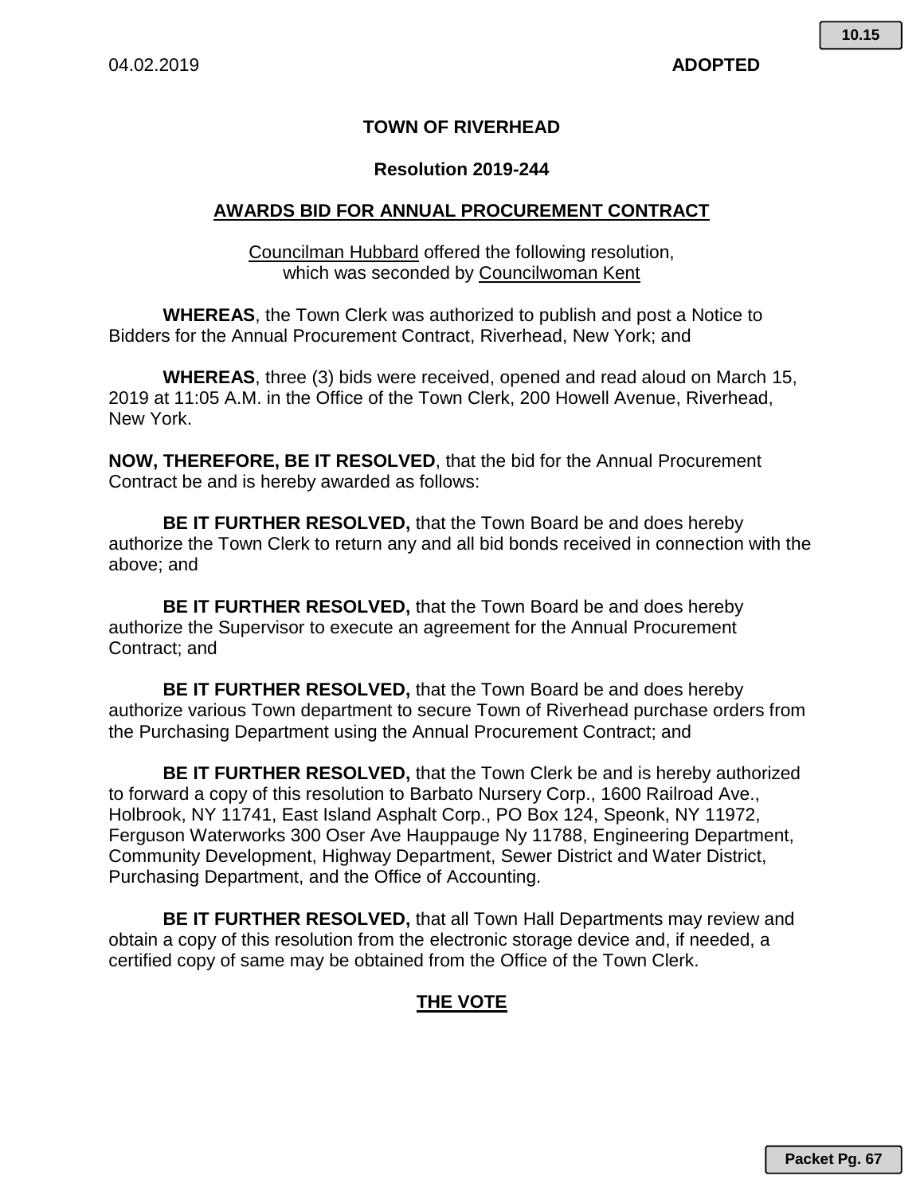04.02.2019 **ADOPTED**

**TOWN OF RIVERHEAD**

**Resolution 2019-244**

**AWARDS BID FOR ANNUAL PROCUREMENT CONTRACT**

Councilman Hubbard offered the following resolution, which was seconded by Councilwoman Kent

**WHEREAS**, the Town Clerk was authorized to publish and post a Notice to Bidders for the Annual Procurement Contract, Riverhead, New York; and

**WHEREAS**, three (3) bids were received, opened and read aloud on March 15, 2019 at 11:05 A.M. in the Office of the Town Clerk, 200 Howell Avenue, Riverhead, New York.

**NOW, THEREFORE, BE IT RESOLVED**, that the bid for the Annual Procurement Contract be and is hereby awarded as follows:

**BE IT FURTHER RESOLVED,** that the Town Board be and does hereby authorize the Town Clerk to return any and all bid bonds received in connection with the above; and

**BE IT FURTHER RESOLVED,** that the Town Board be and does hereby authorize the Supervisor to execute an agreement for the Annual Procurement Contract; and

**BE IT FURTHER RESOLVED,** that the Town Board be and does hereby authorize various Town department to secure Town of Riverhead purchase orders from the Purchasing Department using the Annual Procurement Contract; and

**BE IT FURTHER RESOLVED,** that the Town Clerk be and is hereby authorized to forward a copy of this resolution to Barbato Nursery Corp., 1600 Railroad Ave., Holbrook, NY 11741, East Island Asphalt Corp., PO Box 124, Speonk, NY 11972, Ferguson Waterworks 300 Oser Ave Hauppauge Ny 11788, Engineering Department, Community Development, Highway Department, Sewer District and Water District, Purchasing Department, and the Office of Accounting.

**BE IT FURTHER RESOLVED,** that all Town Hall Departments may review and obtain a copy of this resolution from the electronic storage device and, if needed, a certified copy of same may be obtained from the Office of the Town Clerk.

**THE VOTE**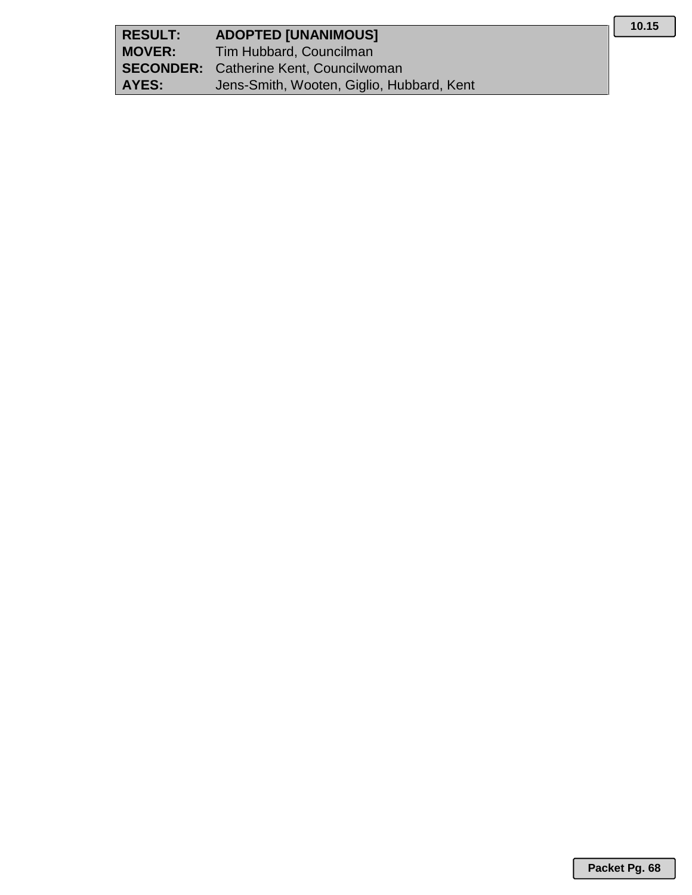| RESULT: | ADOPTED [UNANIMOUS] |
| --- | --- |
| MOVER: | Tim Hubbard, Councilman |
| SECONDER: | Catherine Kent, Councilwoman |
| AYES: | Jens-Smith, Wooten, Giglio, Hubbard, Kent |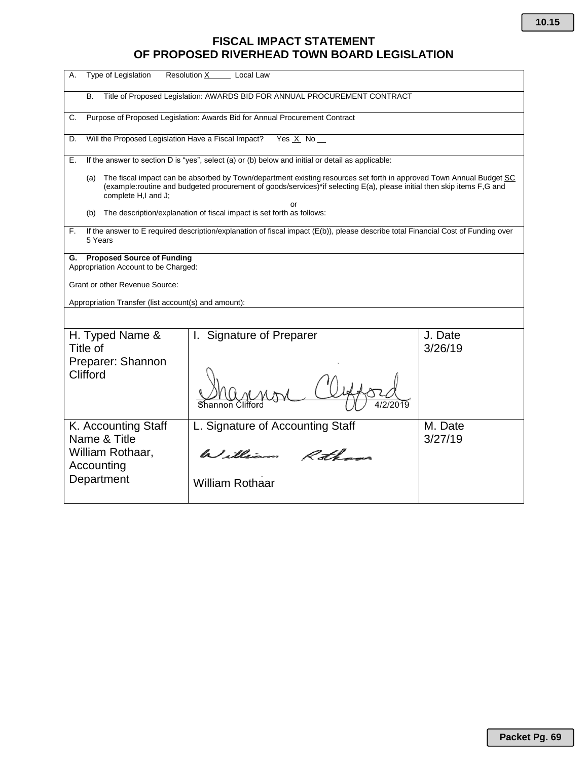# FISCAL IMPACT STATEMENT
# OF PROPOSED RIVERHEAD TOWN BOARD LEGISLATION

A. Type of Legislation Resolution X_____ Local Law

B. Title of Proposed Legislation: AWARDS BID FOR ANNUAL PROCUREMENT CONTRACT

C. Purpose of Proposed Legislation: Awards Bid for Annual Procurement Contract

D. Will the Proposed Legislation Have a Fiscal Impact? Yes X No __

E. If the answer to section D is "yes", select (a) or (b) below and initial or detail as applicable:

(a) The fiscal impact can be absorbed by Town/department existing resources set forth in approved Town Annual Budget SC (example:routine and budgeted procurement of goods/services)*if selecting E(a), please initial then skip items F,G and complete H,I and J;

or

(b) The description/explanation of fiscal impact is set forth as follows:

F. If the answer to E required description/explanation of fiscal impact (E(b)), please describe total Financial Cost of Funding over 5 Years

**G. Proposed Source of Funding**

Appropriation Account to be Charged:

Grant or other Revenue Source:

Appropriation Transfer (list account(s) and amount):

| H. Typed Name & Title of Preparer: Shannon Clifford | I. Signature of Preparer<br>Shannon Clifford 4/2/2019 | J. Date<br>3/26/19 |
|---|---|---|
| K. Accounting Staff Name & Title<br>William Rothaar, Accounting Department | L. Signature of Accounting Staff<br>William Rothaar | M. Date<br>3/27/19 |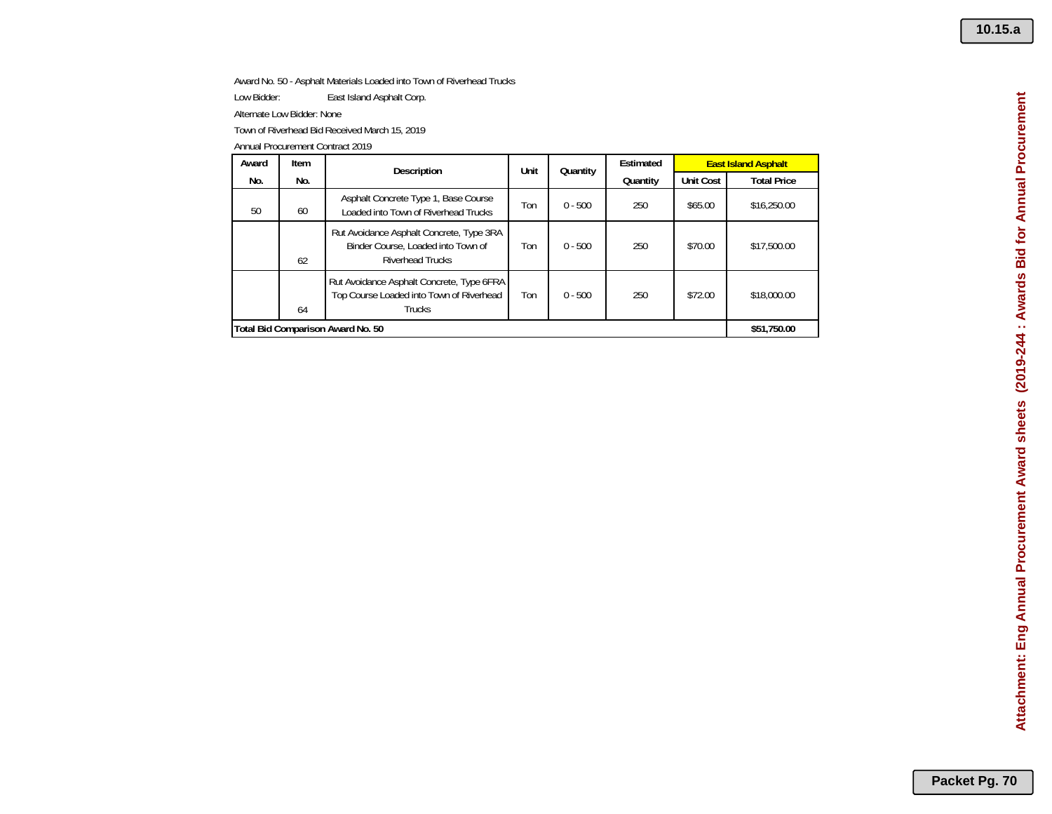Award No. 50 - Asphalt Materials Loaded into Town of Riverhead Trucks

Low Bidder: East Island Asphalt Corp.

Alternate Low Bidder: None

Town of Riverhead Bid Received March 15, 2019

Annual Procurement Contract 2019

| Award No. | Item No. | Description | Unit | Quantity | Estimated Quantity | East Island Asphalt | |
|---|---|---|---|---|---|---|---|
| | | | | | | Unit Cost | Total Price |
| 50 | 60 | Asphalt Concrete Type 1, Base Course Loaded into Town of Riverhead Trucks | Ton | 0 - 500 | 250 | $65.00 | $16,250.00 |
| | 62 | Rut Avoidance Asphalt Concrete, Type 3RA Binder Course, Loaded into Town of Riverhead Trucks | Ton | 0 - 500 | 250 | $70.00 | $17,500.00 |
| | 64 | Rut Avoidance Asphalt Concrete, Type 6FRA Top Course Loaded into Town of Riverhead Trucks | Ton | 0 - 500 | 250 | $72.00 | $18,000.00 |
| **Total Bid Comparison Award No. 50** | | | | | | | **$51,750.00** |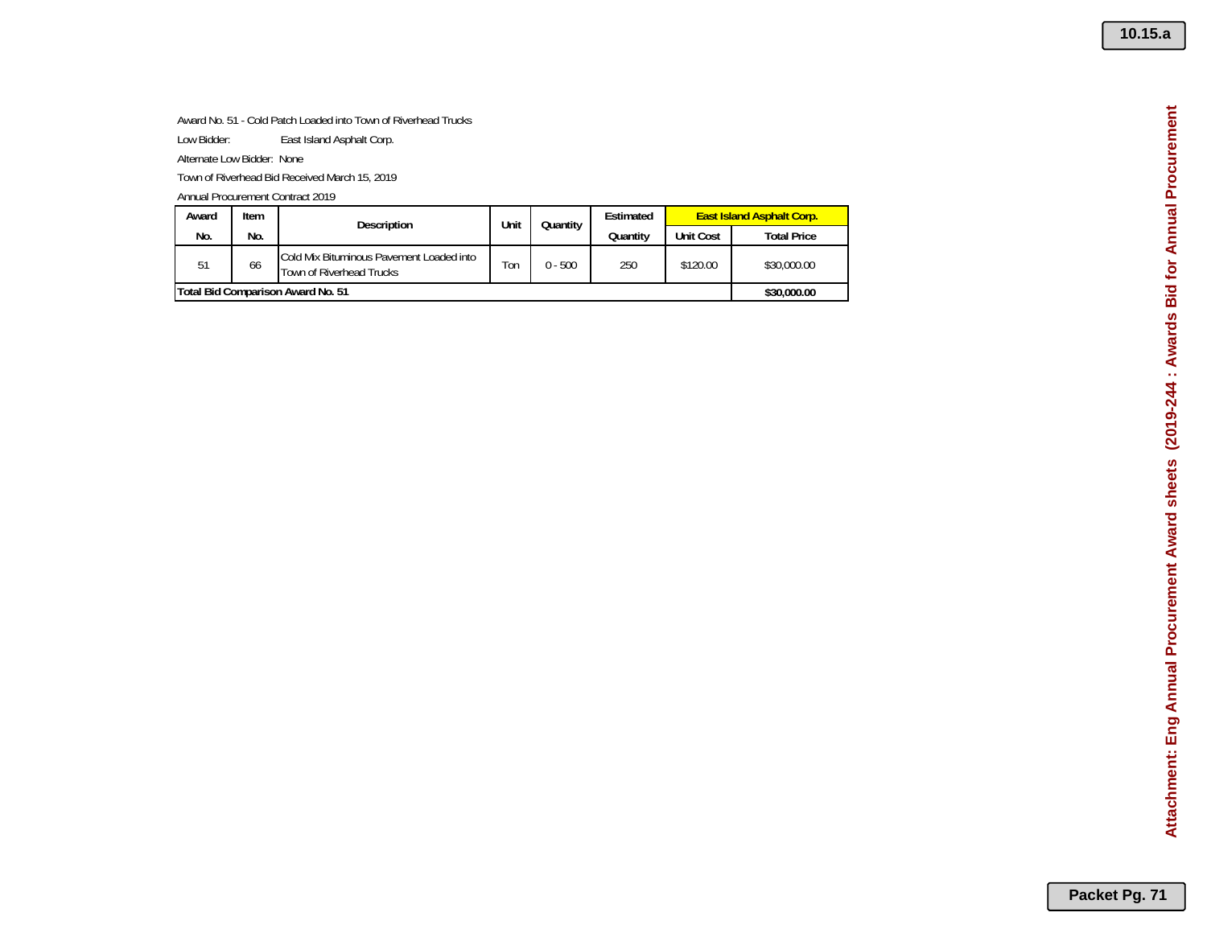Award No. 51 - Cold Patch Loaded into Town of Riverhead Trucks

Low Bidder: East Island Asphalt Corp.

Alternate Low Bidder: None

Town of Riverhead Bid Received March 15, 2019

Annual Procurement Contract 2019

| Award No. | Item No. | Description | Unit | Quantity | Estimated Quantity | East Island Asphalt Corp. | |
|---|---|---|---|---|---|---|---|
| | | | | | | Unit Cost | Total Price |
| 51 | 66 | Cold Mix Bituminous Pavement Loaded into Town of Riverhead Trucks | Ton | 0 - 500 | 250 | $120.00 | $30,000.00 |
| **Total Bid Comparison Award No. 51** | | | | | | | **$30,000.00** |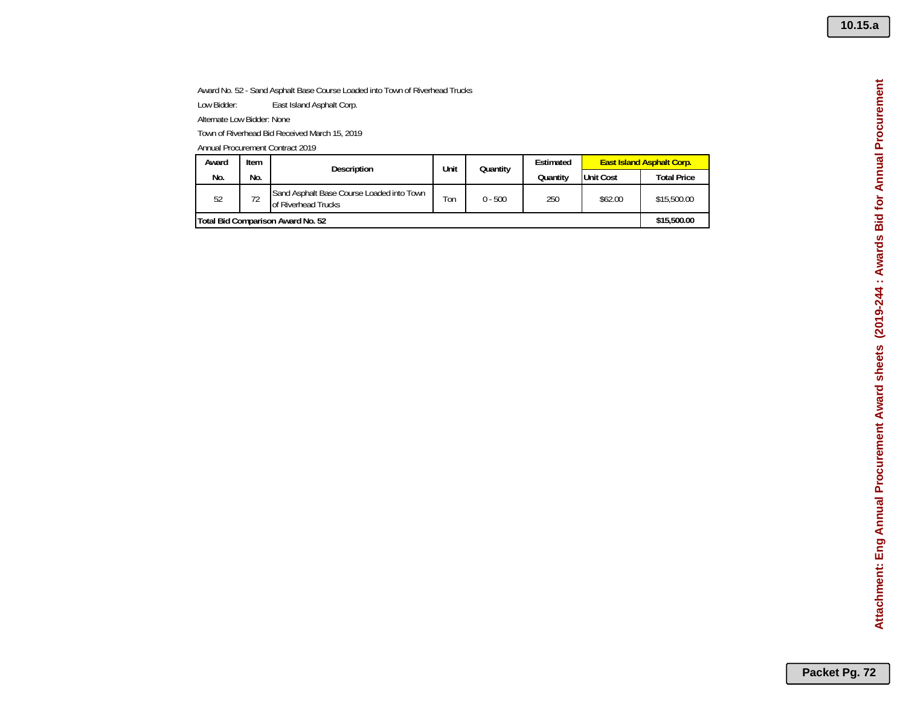Award No. 52 - Sand Asphalt Base Course Loaded into Town of Riverhead Trucks

Low Bidder: East Island Asphalt Corp.

Alternate Low Bidder: None

Town of Riverhead Bid Received March 15, 2019

Annual Procurement Contract 2019

| Award No. | Item No. | Description | Unit | Quantity | Estimated Quantity | East Island Asphalt Corp. | |
|---|---|---|---|---|---|---|---|
| | | | | | | Unit Cost | Total Price |
| 52 | 72 | Sand Asphalt Base Course Loaded into Town of Riverhead Trucks | Ton | 0 - 500 | 250 | $62.00 | $15,500.00 |
| **Total Bid Comparison Award No. 52** | | | | | | | **$15,500.00** |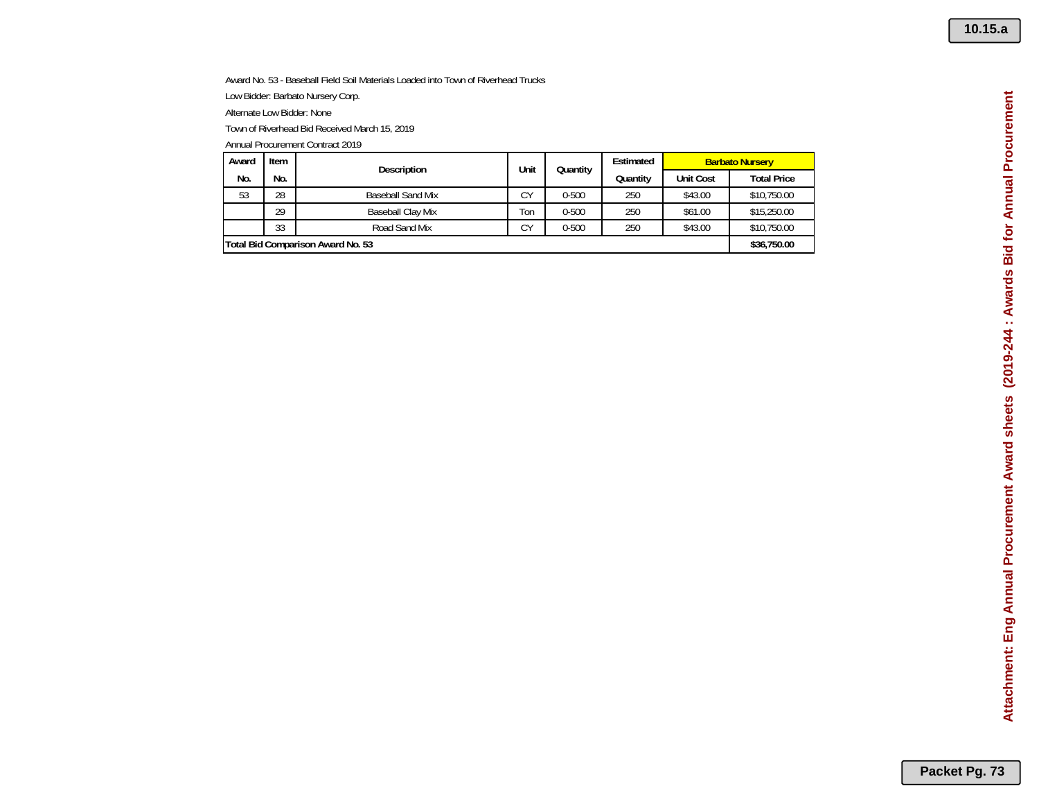Award No. 53 - Baseball Field Soil Materials Loaded into Town of Riverhead Trucks

Low Bidder: Barbato Nursery Corp.

Alternate Low Bidder: None

Town of Riverhead Bid Received March 15, 2019

Annual Procurement Contract 2019

| Award No. | Item No. | Description | Unit | Quantity | Estimated Quantity | Barbato Nursery | |
|---|---|---|---|---|---|---|---|
| | | | | | | Unit Cost | Total Price |
| 53 | 28 | Baseball Sand Mix | CY | 0-500 | 250 | $43.00 | $10,750.00 |
| | 29 | Baseball Clay Mix | Ton | 0-500 | 250 | $61.00 | $15,250.00 |
| | 33 | Road Sand Mix | CY | 0-500 | 250 | $43.00 | $10,750.00 |
| **Total Bid Comparison Award No. 53** | | | | | | | **$36,750.00** |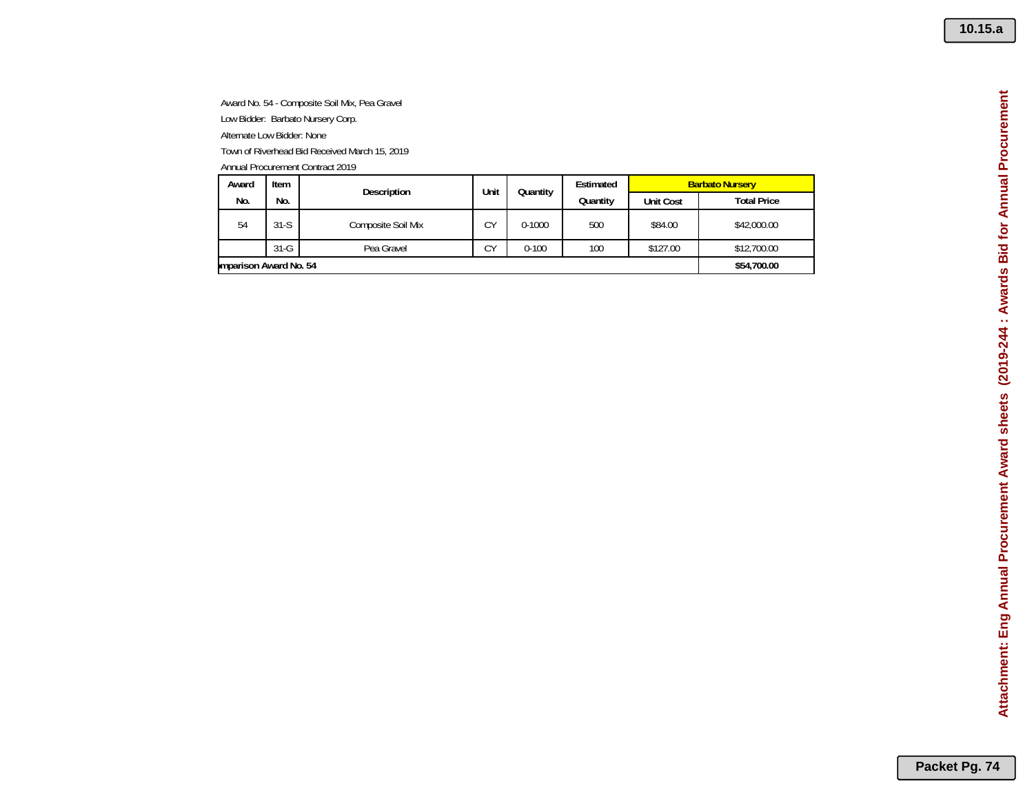Award No. 54 - Composite Soil Mix, Pea Gravel

Low Bidder: Barbato Nursery Corp.

Alternate Low Bidder: None

Town of Riverhead Bid Received March 15, 2019

Annual Procurement Contract 2019

| Award No. | Item No. | Description | Unit | Quantity | Estimated Quantity | Barbato Nursery | |
|---|---|---|---|---|---|---|---|
| | | | | | | Unit Cost | Total Price |
| 54 | 31-S | Composite Soil Mix | CY | 0-1000 | 500 | $84.00 | $42,000.00 |
| | 31-G | Pea Gravel | CY | 0-100 | 100 | $127.00 | $12,700.00 |
| **mparison Award No. 54** | | | | | | | **$54,700.00** |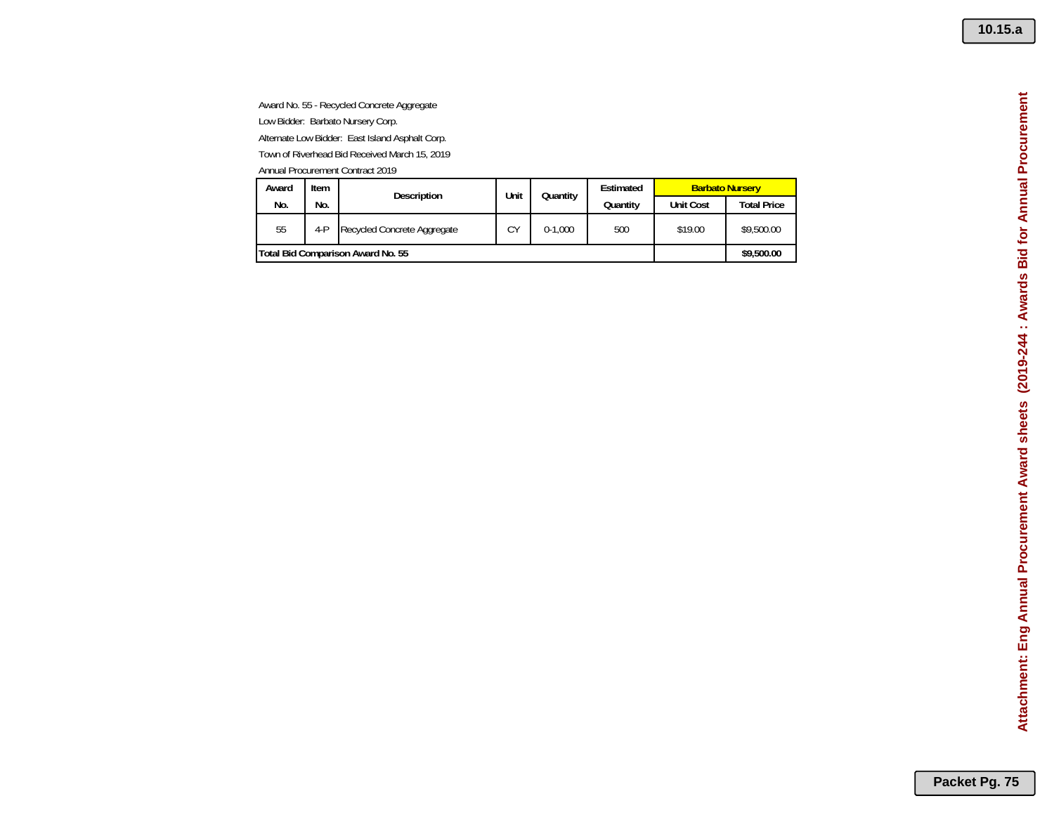Award No. 55 - Recycled Concrete Aggregate

Low Bidder: Barbato Nursery Corp.

Alternate Low Bidder: East Island Asphalt Corp.

Town of Riverhead Bid Received March 15, 2019

Annual Procurement Contract 2019

| Award No. | Item No. | Description | Unit | Quantity | Estimated Quantity | Barbato Nursery | |
|---|---|---|---|---|---|---|---|
| | | | | | | Unit Cost | Total Price |
| 55 | 4-P | Recycled Concrete Aggregate | CY | 0-1,000 | 500 | $19.00 | $9,500.00 |
| **Total Bid Comparison Award No. 55** | | | | | | | **$9,500.00** |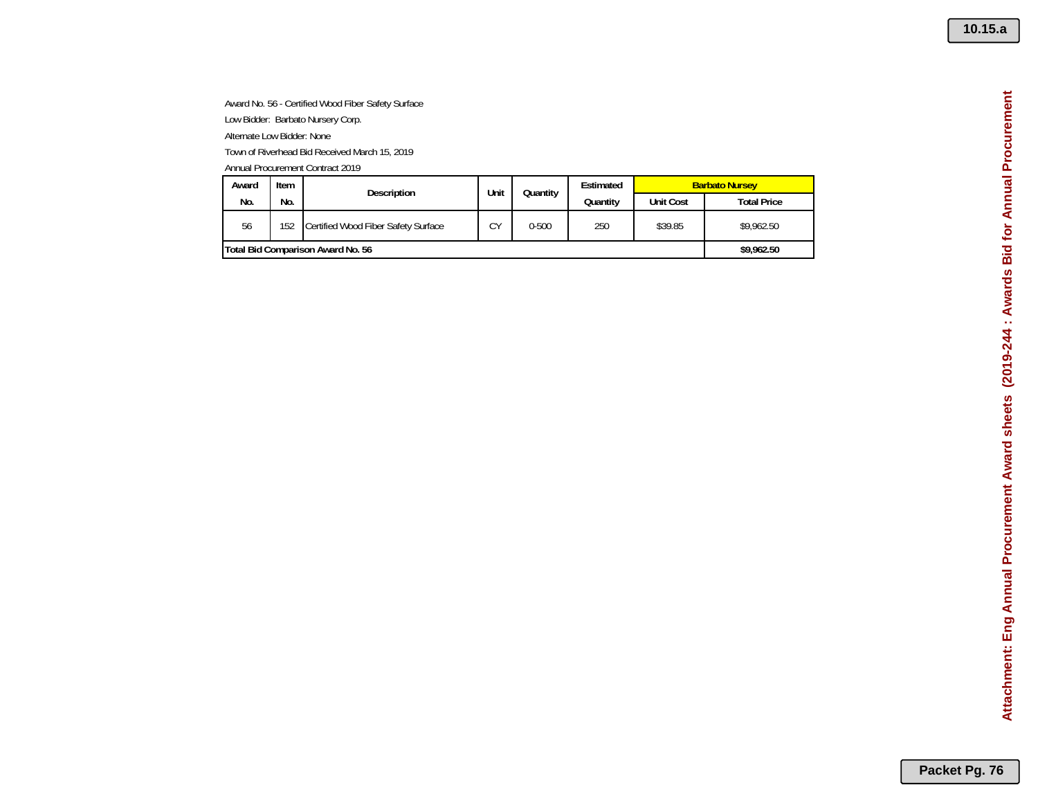Award No. 56 - Certified Wood Fiber Safety Surface

Low Bidder: Barbato Nursery Corp.

Alternate Low Bidder: None

Town of Riverhead Bid Received March 15, 2019

Annual Procurement Contract 2019

| Award No. | Item No. | Description | Unit | Quantity | Estimated Quantity | Barbato Nursey | |
|---|---|---|---|---|---|---|---|
| | | | | | | Unit Cost | Total Price |
| 56 | 152 | Certified Wood Fiber Safety Surface | CY | 0-500 | 250 | $39.85 | $9,962.50 |
| **Total Bid Comparison Award No. 56** | | | | | | | **$9,962.50** |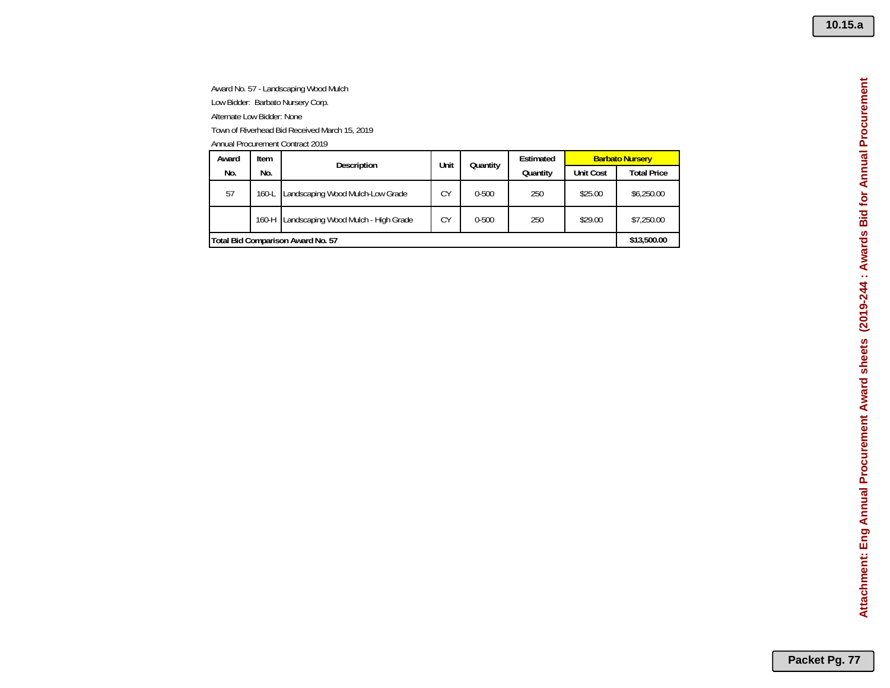Award No. 57 - Landscaping Wood Mulch

Low Bidder: Barbato Nursery Corp.

Alternate Low Bidder: None

Town of Riverhead Bid Received March 15, 2019

Annual Procurement Contract 2019

| Award No. | Item No. | Description | Unit | Quantity | Estimated Quantity | Barbato Nursery | |
|---|---|---|---|---|---|---|---|
| | | | | | | Unit Cost | Total Price |
| 57 | 160-L | Landscaping Wood Mulch-Low Grade | CY | 0-500 | 250 | $25.00 | $6,250.00 |
| | 160-H | Landscaping Wood Mulch - High Grade | CY | 0-500 | 250 | $29.00 | $7,250.00 |
| **Total Bid Comparison Award No. 57** | | | | | | | **$13,500.00** |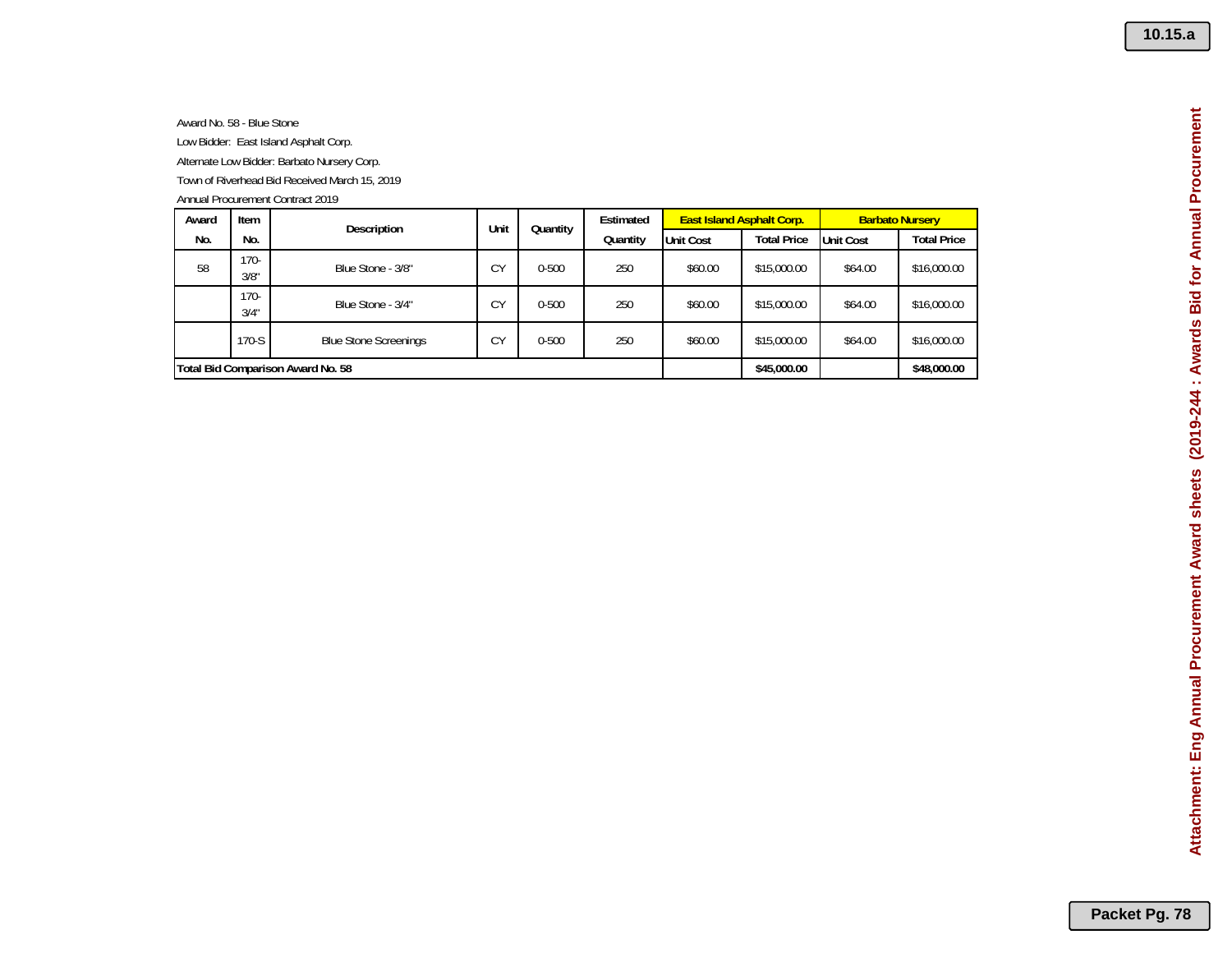Award No. 58 - Blue Stone

Low Bidder: East Island Asphalt Corp.

Alternate Low Bidder: Barbato Nursery Corp.

Town of Riverhead Bid Received March 15, 2019

Annual Procurement Contract 2019

| Award No. | Item No. | Description | Unit | Quantity | Estimated Quantity | East Island Asphalt Corp. | | Barbato Nursery | |
|---|---|---|---|---|---|---|---|---|---|
| | | | | | | Unit Cost | Total Price | Unit Cost | Total Price |
| 58 | 170-3/8" | Blue Stone - 3/8" | CY | 0-500 | 250 | $60.00 | $15,000.00 | $64.00 | $16,000.00 |
| | 170-3/4" | Blue Stone - 3/4" | CY | 0-500 | 250 | $60.00 | $15,000.00 | $64.00 | $16,000.00 |
| | 170-S | Blue Stone Screenings | CY | 0-500 | 250 | $60.00 | $15,000.00 | $64.00 | $16,000.00 |
| **Total Bid Comparison Award No. 58** | | | | | | | **$45,000.00** | | **$48,000.00** |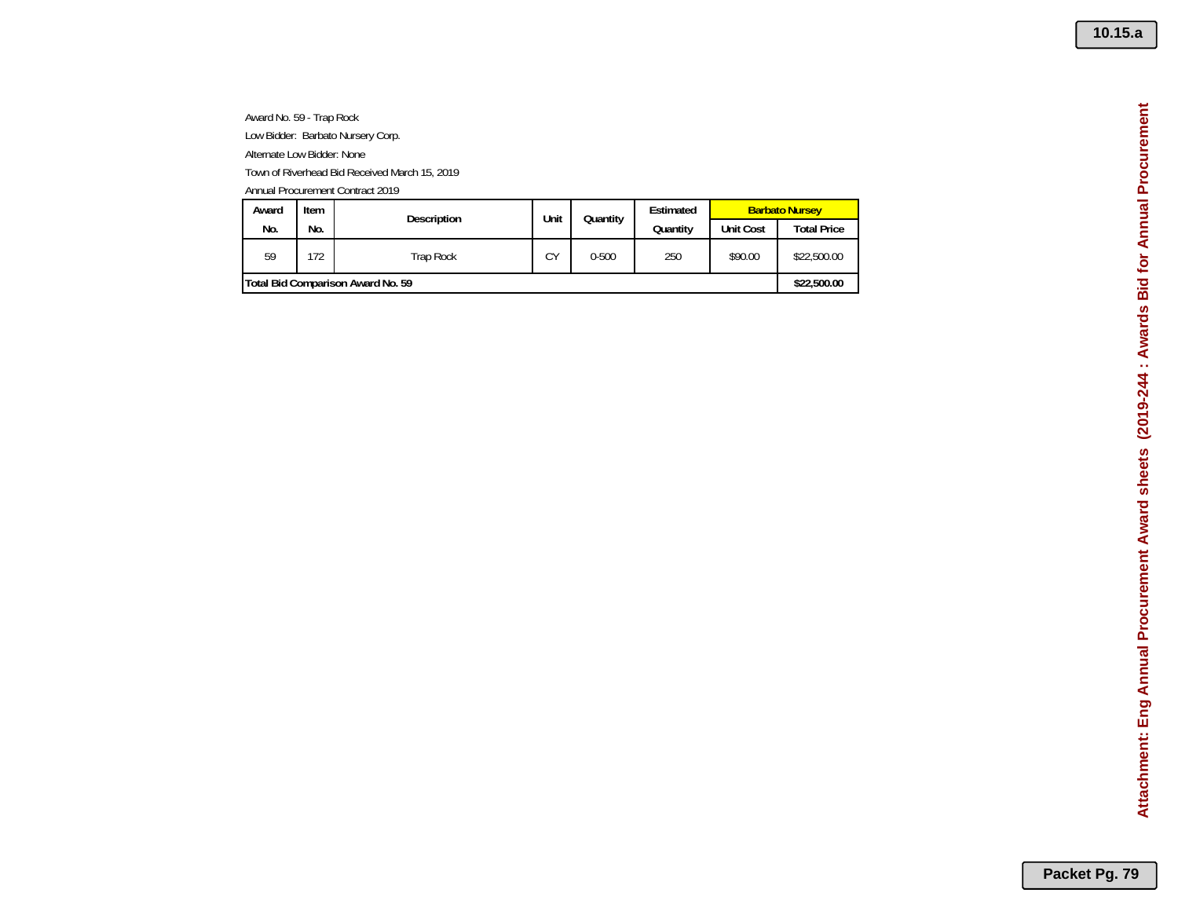Award No. 59 - Trap Rock

Low Bidder: Barbato Nursery Corp.

Alternate Low Bidder: None

Town of Riverhead Bid Received March 15, 2019

Annual Procurement Contract 2019

| Award No. | Item No. | Description | Unit | Quantity | Estimated Quantity | Barbato Nursey | |
|---|---|---|---|---|---|---|---|
| | | | | | | Unit Cost | Total Price |
| 59 | 172 | Trap Rock | CY | 0-500 | 250 | $90.00 | $22,500.00 |
| **Total Bid Comparison Award No. 59** | | | | | | | **$22,500.00** |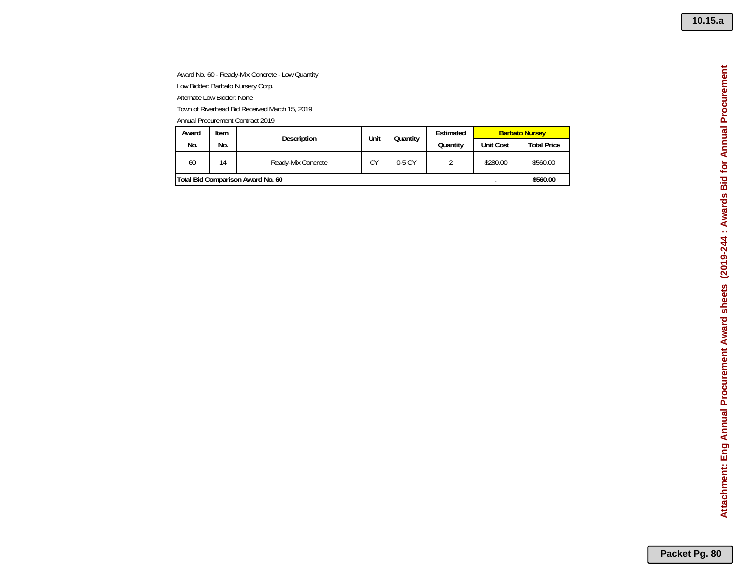Award No. 60 - Ready-Mix Concrete - Low Quantity

Low Bidder: Barbato Nursery Corp.

Alternate Low Bidder: None

Town of Riverhead Bid Received March 15, 2019

Annual Procurement Contract 2019

| Award No. | Item No. | Description | Unit | Quantity | Estimated Quantity | Barbato Nursey | |
|---|---|---|---|---|---|---|---|
| | | | | | | Unit Cost | Total Price |
| 60 | 14 | Ready-Mix Concrete | CY | 0-5 CY | 2 | $280.00 | $560.00 |
| **Total Bid Comparison Award No. 60** | | | | | | . | **$560.00** |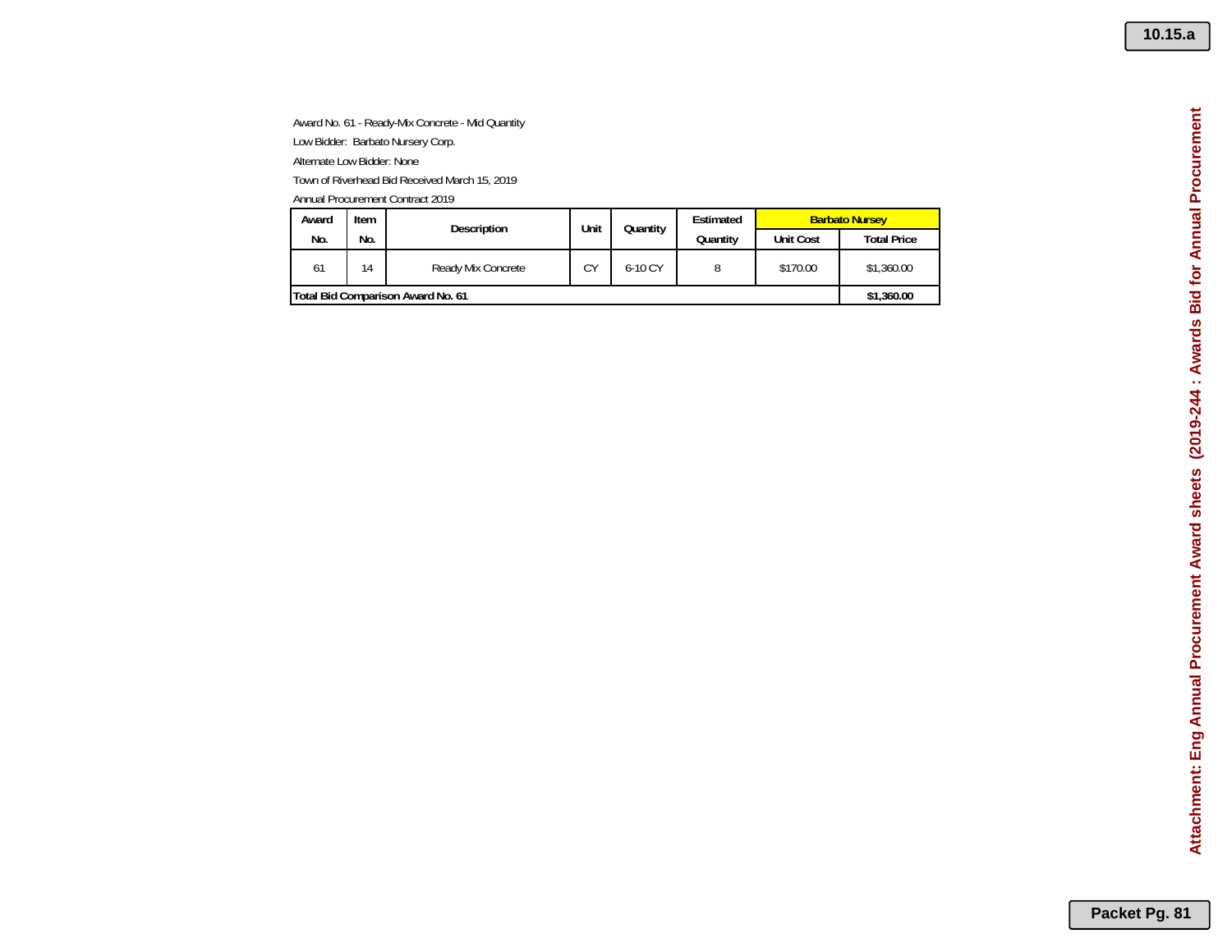Award No. 61 - Ready-Mix Concrete - Mid Quantity

Low Bidder: Barbato Nursery Corp.

Alternate Low Bidder: None

Town of Riverhead Bid Received March 15, 2019

Annual Procurement Contract 2019

| Award No. | Item No. | Description | Unit | Quantity | Estimated Quantity | Barbato Nursey | |
|---|---|---|---|---|---|---|---|
| | | | | | | Unit Cost | Total Price |
| 61 | 14 | Ready Mix Concrete | CY | 6-10 CY | 8 | $170.00 | $1,360.00 |
| **Total Bid Comparison Award No. 61** | | | | | | | **$1,360.00** |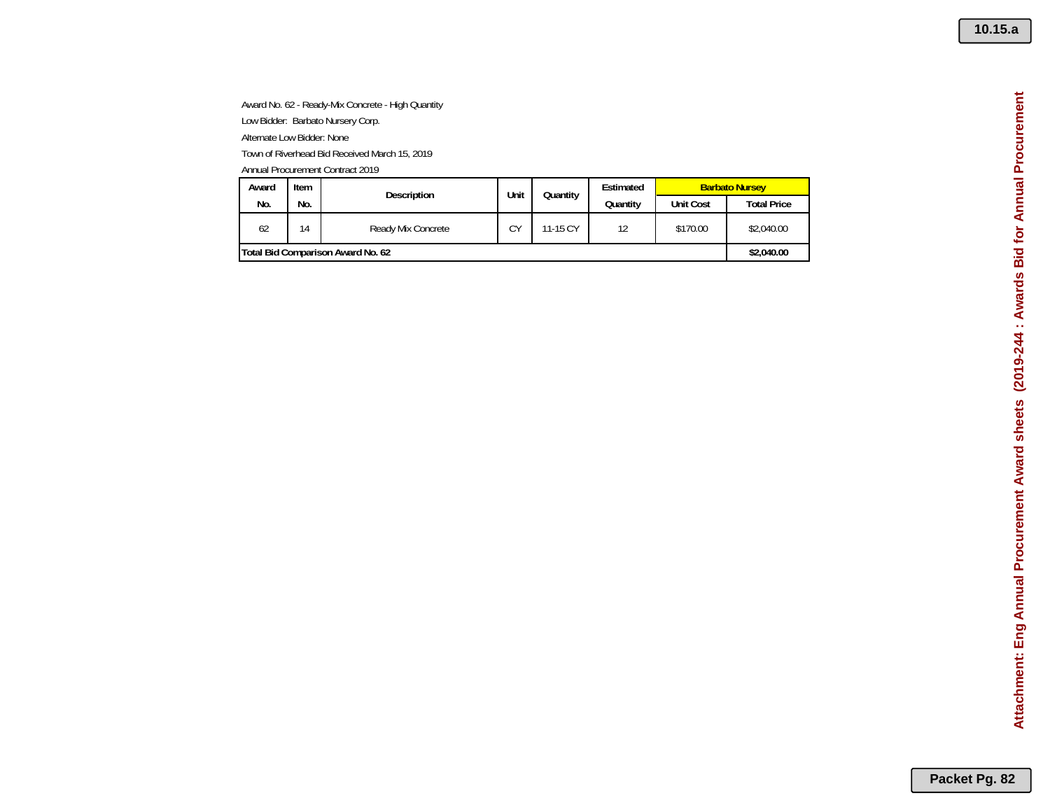Award No. 62 - Ready-Mix Concrete - High Quantity

Low Bidder: Barbato Nursery Corp.

Alternate Low Bidder: None

Town of Riverhead Bid Received March 15, 2019

Annual Procurement Contract 2019

| Award No. | Item No. | Description | Unit | Quantity | Estimated Quantity | Barbato Nursey | |
|---|---|---|---|---|---|---|---|
| | | | | | | Unit Cost | Total Price |
| 62 | 14 | Ready Mix Concrete | CY | 11-15 CY | 12 | $170.00 | $2,040.00 |
| **Total Bid Comparison Award No. 62** | | | | | | | **$2,040.00** |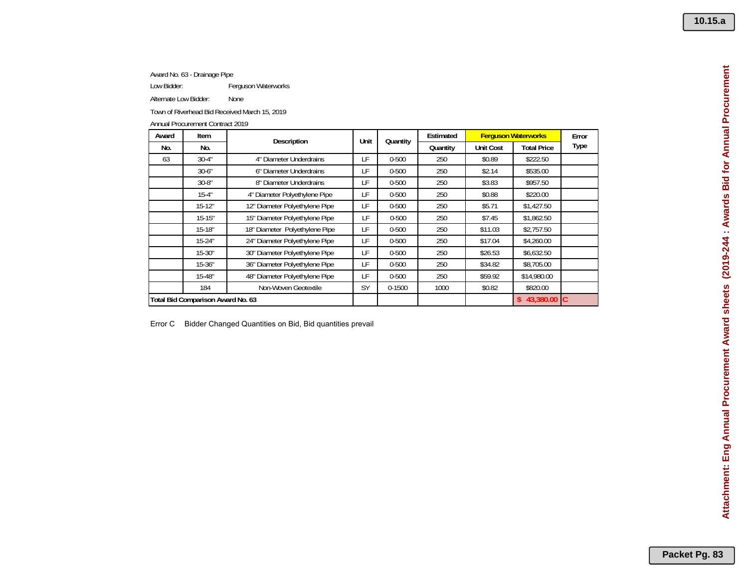Award No. 63 - Drainage Pipe

Low Bidder: Ferguson Waterworks

Alternate Low Bidder: None

Town of Riverhead Bid Received March 15, 2019

Annual Procurement Contract 2019

| Award No. | Item No. | Description | Unit | Quantity | Estimated Quantity | Ferguson Waterworks Unit Cost | Ferguson Waterworks Total Price | Error Type |
|---|---|---|---|---|---|---|---|---|
| 63 | 30-4" | 4" Diameter Underdrains | LF | 0-500 | 250 | $0.89 | $222.50 | |
| | 30-6" | 6" Diameter Underdrains | LF | 0-500 | 250 | $2.14 | $535.00 | |
| | 30-8" | 8" Diameter Underdrains | LF | 0-500 | 250 | $3.83 | $957.50 | |
| | 15-4" | 4" Diameter Polyethylene Pipe | LF | 0-500 | 250 | $0.88 | $220.00 | |
| | 15-12" | 12" Diameter Polyethylene Pipe | LF | 0-500 | 250 | $5.71 | $1,427.50 | |
| | 15-15" | 15" Diameter Polyethylene Pipe | LF | 0-500 | 250 | $7.45 | $1,862.50 | |
| | 15-18" | 18" Diameter Polyethylene Pipe | LF | 0-500 | 250 | $11.03 | $2,757.50 | |
| | 15-24" | 24" Diameter Polyethylene Pipe | LF | 0-500 | 250 | $17.04 | $4,260.00 | |
| | 15-30" | 30" Diameter Polyethylene Pipe | LF | 0-500 | 250 | $26.53 | $6,632.50 | |
| | 15-36" | 36" Diameter Polyethylene Pipe | LF | 0-500 | 250 | $34.82 | $8,705.00 | |
| | 15-48" | 48" Diameter Polyethylene Pipe | LF | 0-500 | 250 | $59.92 | $14,980.00 | |
| | 184 | Non-Woven Geotextile | SY | 0-1500 | 1000 | $0.82 | $820.00 | |
| **Total Bid Comparison Award No. 63** | | | | | | | **$ 43,380.00** | **C** |

Error C Bidder Changed Quantities on Bid, Bid quantities prevail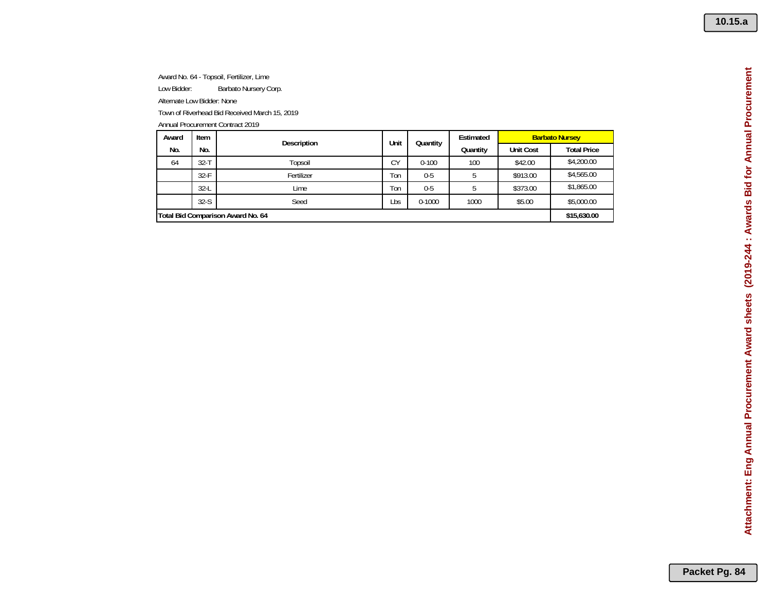Award No. 64 - Topsoil, Fertilizer, Lime

Low Bidder: Barbato Nursery Corp.

Alternate Low Bidder: None

Town of Riverhead Bid Received March 15, 2019

Annual Procurement Contract 2019

| Award No. | Item No. | Description | Unit | Quantity | Estimated Quantity | Barbato Nursey | |
|---|---|---|---|---|---|---|---|
| | | | | | | Unit Cost | Total Price |
| 64 | 32-T | Topsoil | CY | 0-100 | 100 | $42.00 | $4,200.00 |
| | 32-F | Fertilizer | Ton | 0-5 | 5 | $913.00 | $4,565.00 |
| | 32-L | Lime | Ton | 0-5 | 5 | $373.00 | $1,865.00 |
| | 32-S | Seed | Lbs | 0-1000 | 1000 | $5.00 | $5,000.00 |
| **Total Bid Comparison Award No. 64** | | | | | | | **$15,630.00** |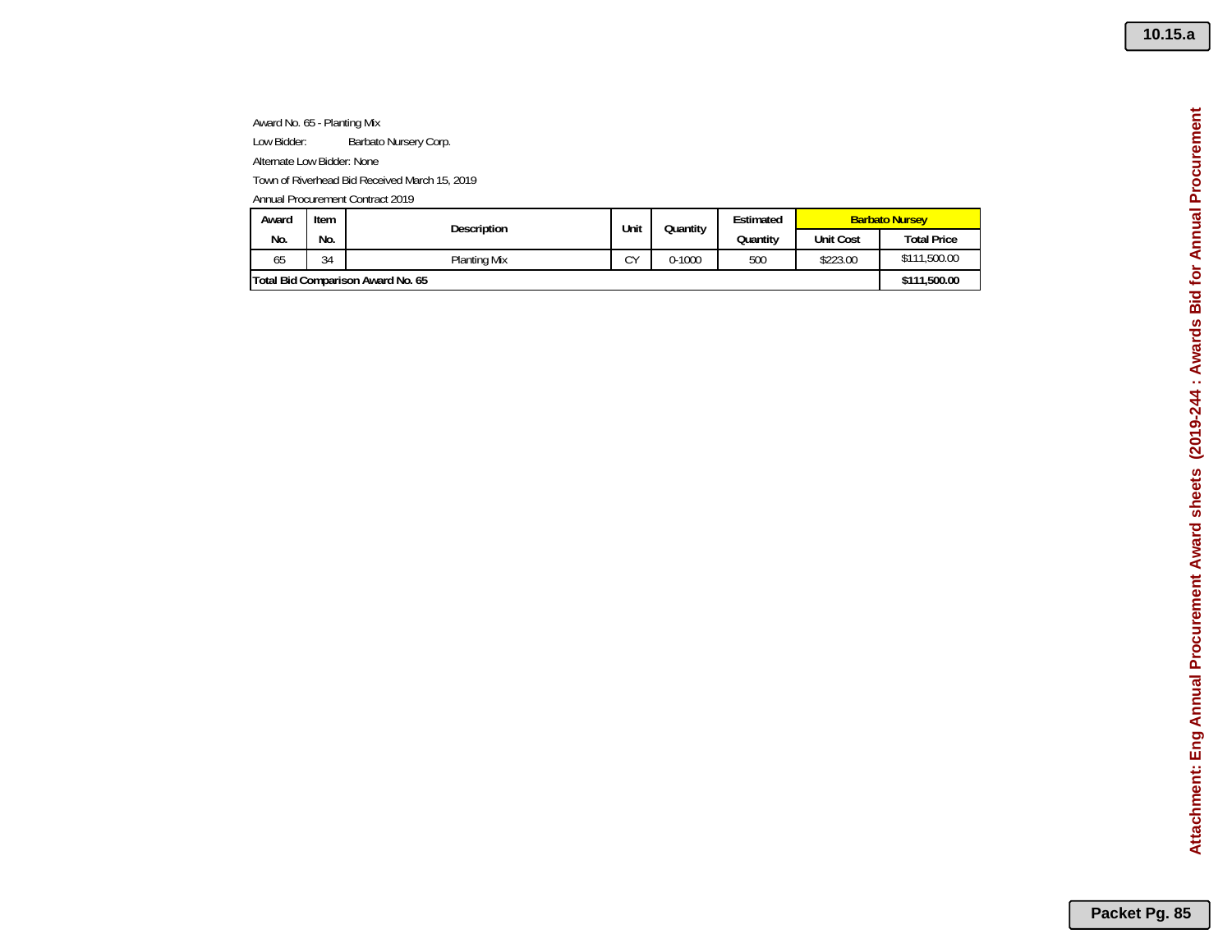Award No. 65 - Planting Mix

Low Bidder: Barbato Nursery Corp.

Alternate Low Bidder: None

Town of Riverhead Bid Received March 15, 2019

Annual Procurement Contract 2019

| Award No. | Item No. | Description | Unit | Quantity | Estimated Quantity | Barbato Nursey | |
|---|---|---|---|---|---|---|---|
| | | | | | | Unit Cost | Total Price |
| 65 | 34 | Planting Mix | CY | 0-1000 | 500 | $223.00 | $111,500.00 |
| **Total Bid Comparison Award No. 65** | | | | | | | **$111,500.00** |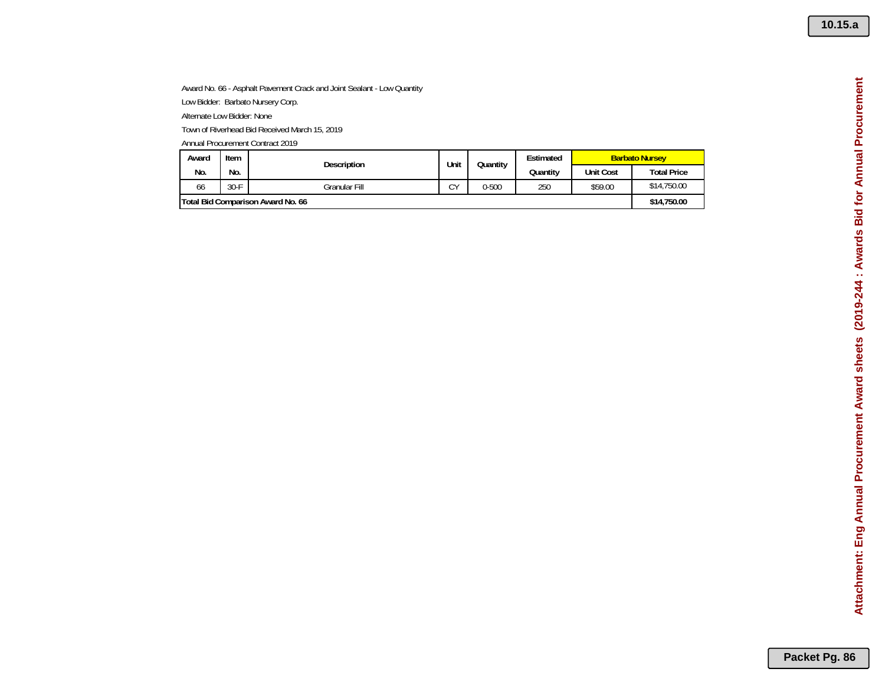Award No. 66 - Asphalt Pavement Crack and Joint Sealant - Low Quantity

Low Bidder: Barbato Nursery Corp.

Alternate Low Bidder: None

Town of Riverhead Bid Received March 15, 2019

Annual Procurement Contract 2019

| Award No. | Item No. | Description | Unit | Quantity | Estimated Quantity | Barbato Nursey | |
|---|---|---|---|---|---|---|---|
| | | | | | | Unit Cost | Total Price |
| 66 | 30-F | Granular Fill | CY | 0-500 | 250 | $59.00 | $14,750.00 |
| **Total Bid Comparison Award No. 66** | | | | | | | **$14,750.00** |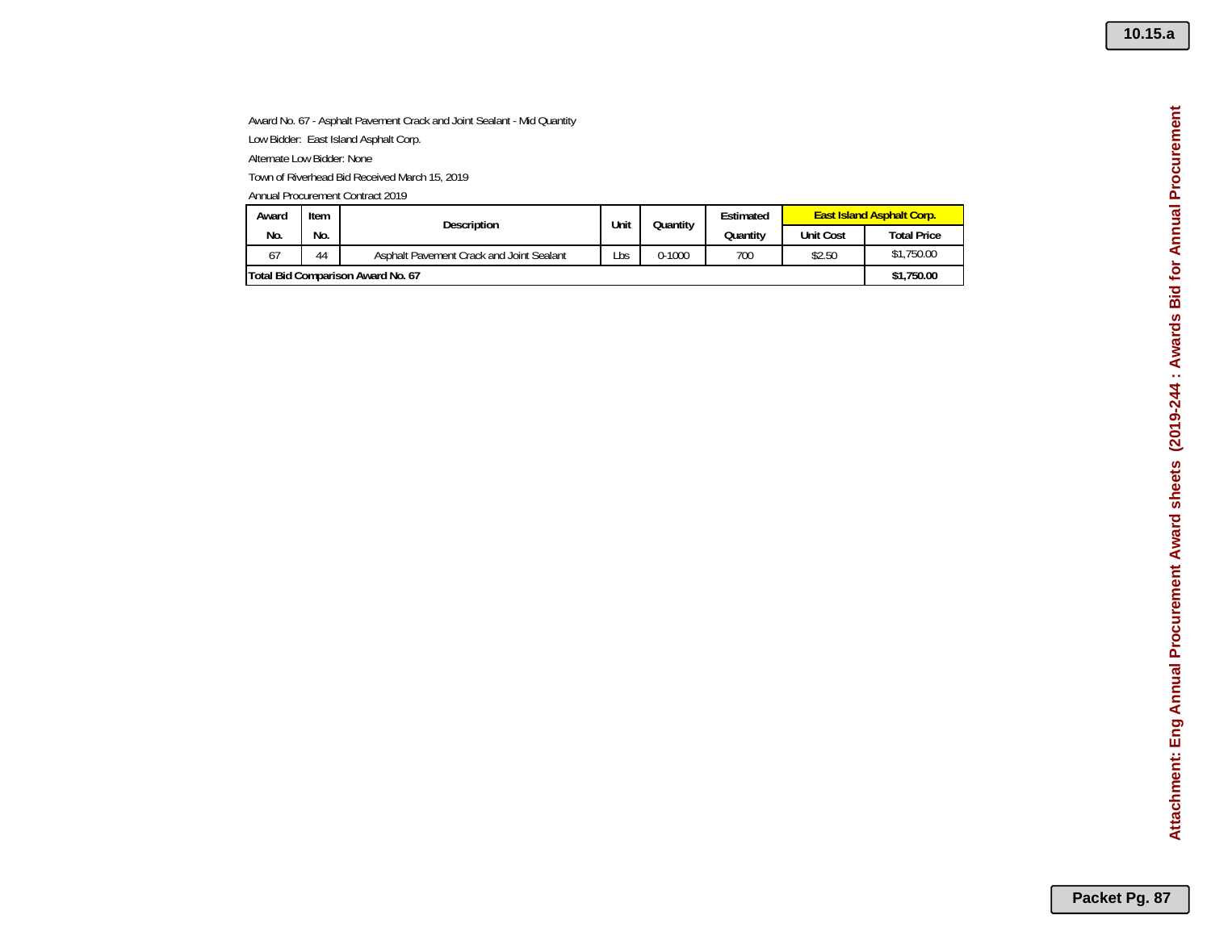Award No. 67 - Asphalt Pavement Crack and Joint Sealant - Mid Quantity

Low Bidder: East Island Asphalt Corp.

Alternate Low Bidder: None

Town of Riverhead Bid Received March 15, 2019

Annual Procurement Contract 2019

| Award No. | Item No. | Description | Unit | Quantity | Estimated Quantity | East Island Asphalt Corp. | |
|---|---|---|---|---|---|---|---|
| | | | | | | Unit Cost | Total Price |
| 67 | 44 | Asphalt Pavement Crack and Joint Sealant | Lbs | 0-1000 | 700 | $2.50 | $1,750.00 |
| **Total Bid Comparison Award No. 67** | | | | | | | **$1,750.00** |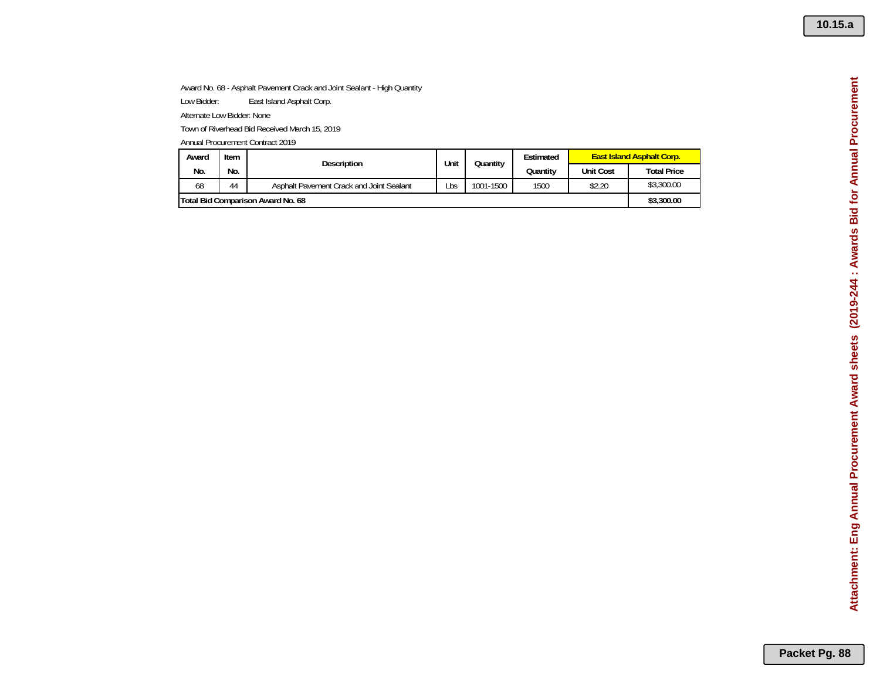Award No. 68 - Asphalt Pavement Crack and Joint Sealant - High Quantity

Low Bidder: East Island Asphalt Corp.

Alternate Low Bidder: None

Town of Riverhead Bid Received March 15, 2019

Annual Procurement Contract 2019

| Award No. | Item No. | Description | Unit | Quantity | Estimated Quantity | East Island Asphalt Corp. | |
|---|---|---|---|---|---|---|---|
| | | | | | | Unit Cost | Total Price |
| 68 | 44 | Asphalt Pavement Crack and Joint Sealant | Lbs | 1001-1500 | 1500 | $2.20 | $3,300.00 |
| **Total Bid Comparison Award No. 68** | | | | | | | **$3,300.00** |